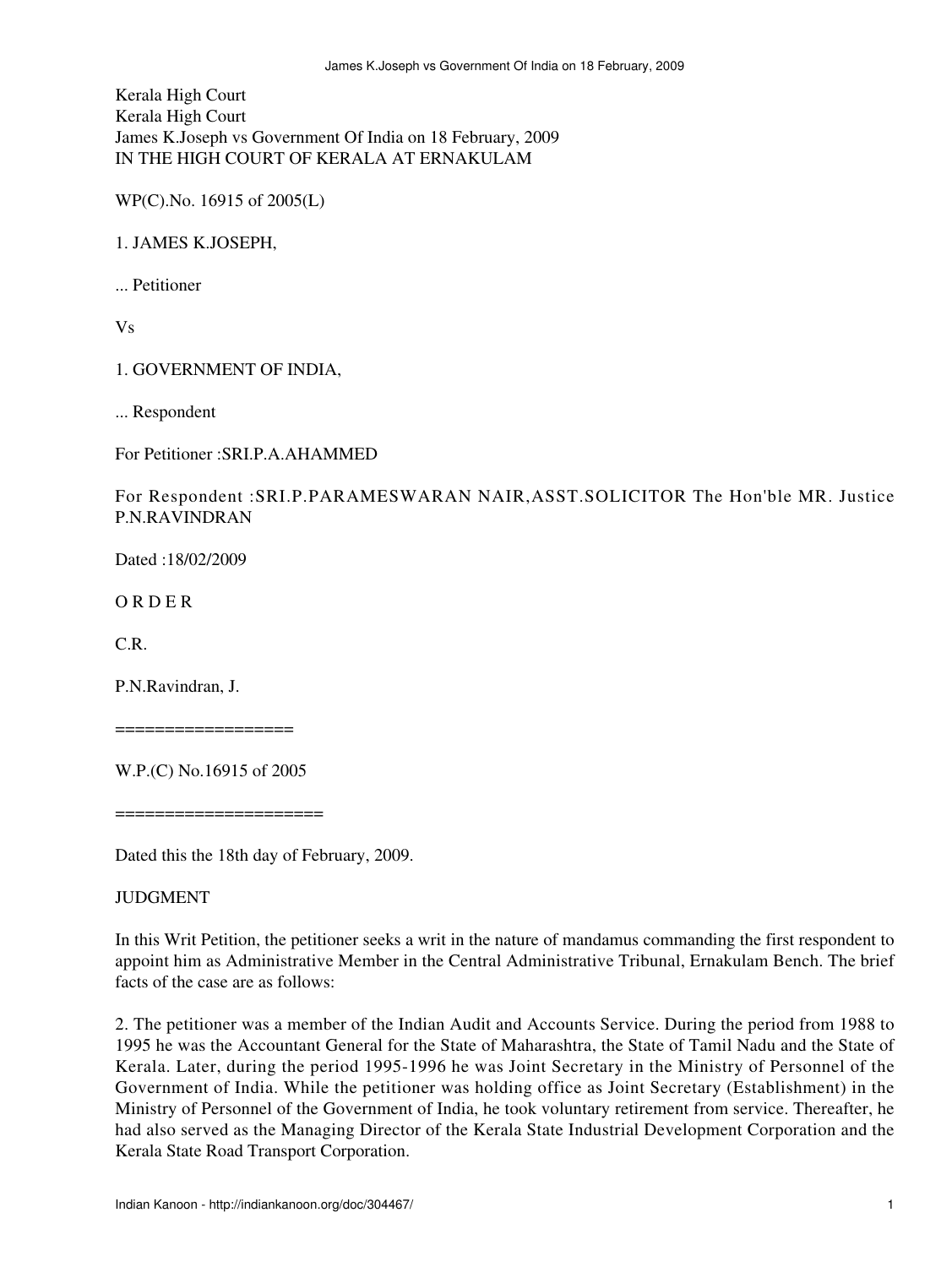Kerala High Court
Kerala High Court
James K.Joseph vs Government Of India on 18 February, 2009
IN THE HIGH COURT OF KERALA AT ERNAKULAM

WP(C).No. 16915 of 2005(L)

1. JAMES K.JOSEPH,

... Petitioner

Vs

1. GOVERNMENT OF INDIA,

... Respondent

For Petitioner :SRI.P.A.AHAMMED

For Respondent :SRI.P.PARAMESWARAN NAIR,ASST.SOLICITOR The Hon'ble MR. Justice P.N.RAVINDRAN

Dated :18/02/2009

O R D E R

C.R.

P.N.Ravindran, J.

==================

W.P.(C) No.16915 of 2005

=====================

Dated this the 18th day of February, 2009.

JUDGMENT

In this Writ Petition, the petitioner seeks a writ in the nature of mandamus commanding the first respondent to appoint him as Administrative Member in the Central Administrative Tribunal, Ernakulam Bench. The brief facts of the case are as follows:

2. The petitioner was a member of the Indian Audit and Accounts Service. During the period from 1988 to 1995 he was the Accountant General for the State of Maharashtra, the State of Tamil Nadu and the State of Kerala. Later, during the period 1995-1996 he was Joint Secretary in the Ministry of Personnel of the Government of India. While the petitioner was holding office as Joint Secretary (Establishment) in the Ministry of Personnel of the Government of India, he took voluntary retirement from service. Thereafter, he had also served as the Managing Director of the Kerala State Industrial Development Corporation and the Kerala State Road Transport Corporation.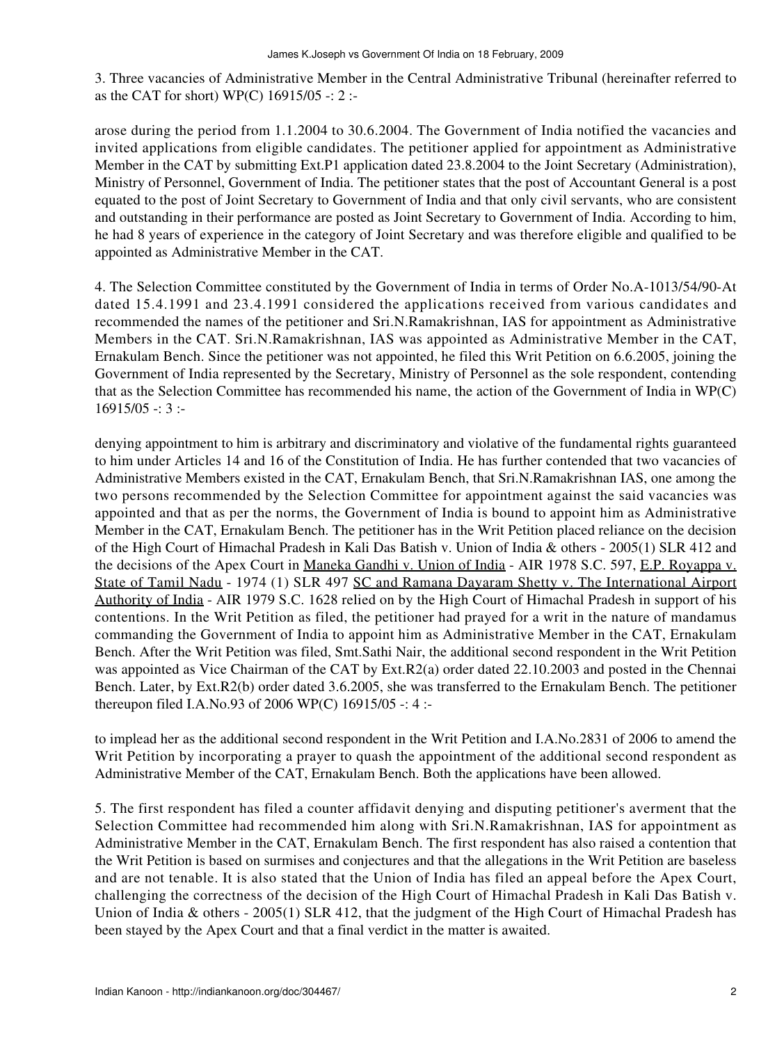3. Three vacancies of Administrative Member in the Central Administrative Tribunal (hereinafter referred to as the CAT for short) WP(C) 16915/05 -: 2 :-

arose during the period from 1.1.2004 to 30.6.2004. The Government of India notified the vacancies and invited applications from eligible candidates. The petitioner applied for appointment as Administrative Member in the CAT by submitting Ext.P1 application dated 23.8.2004 to the Joint Secretary (Administration), Ministry of Personnel, Government of India. The petitioner states that the post of Accountant General is a post equated to the post of Joint Secretary to Government of India and that only civil servants, who are consistent and outstanding in their performance are posted as Joint Secretary to Government of India. According to him, he had 8 years of experience in the category of Joint Secretary and was therefore eligible and qualified to be appointed as Administrative Member in the CAT.

4. The Selection Committee constituted by the Government of India in terms of Order No.A-1013/54/90-At dated 15.4.1991 and 23.4.1991 considered the applications received from various candidates and recommended the names of the petitioner and Sri.N.Ramakrishnan, IAS for appointment as Administrative Members in the CAT. Sri.N.Ramakrishnan, IAS was appointed as Administrative Member in the CAT, Ernakulam Bench. Since the petitioner was not appointed, he filed this Writ Petition on 6.6.2005, joining the Government of India represented by the Secretary, Ministry of Personnel as the sole respondent, contending that as the Selection Committee has recommended his name, the action of the Government of India in WP(C) 16915/05 -: 3 :-

denying appointment to him is arbitrary and discriminatory and violative of the fundamental rights guaranteed to him under Articles 14 and 16 of the Constitution of India. He has further contended that two vacancies of Administrative Members existed in the CAT, Ernakulam Bench, that Sri.N.Ramakrishnan IAS, one among the two persons recommended by the Selection Committee for appointment against the said vacancies was appointed and that as per the norms, the Government of India is bound to appoint him as Administrative Member in the CAT, Ernakulam Bench. The petitioner has in the Writ Petition placed reliance on the decision of the High Court of Himachal Pradesh in Kali Das Batish v. Union of India & others - 2005(1) SLR 412 and the decisions of the Apex Court in Maneka Gandhi v. Union of India - AIR 1978 S.C. 597, E.P. Royappa v. State of Tamil Nadu - 1974 (1) SLR 497 SC and Ramana Dayaram Shetty v. The International Airport Authority of India - AIR 1979 S.C. 1628 relied on by the High Court of Himachal Pradesh in support of his contentions. In the Writ Petition as filed, the petitioner had prayed for a writ in the nature of mandamus commanding the Government of India to appoint him as Administrative Member in the CAT, Ernakulam Bench. After the Writ Petition was filed, Smt.Sathi Nair, the additional second respondent in the Writ Petition was appointed as Vice Chairman of the CAT by Ext.R2(a) order dated 22.10.2003 and posted in the Chennai Bench. Later, by Ext.R2(b) order dated 3.6.2005, she was transferred to the Ernakulam Bench. The petitioner thereupon filed I.A.No.93 of 2006 WP(C) 16915/05 -: 4 :-

to implead her as the additional second respondent in the Writ Petition and I.A.No.2831 of 2006 to amend the Writ Petition by incorporating a prayer to quash the appointment of the additional second respondent as Administrative Member of the CAT, Ernakulam Bench. Both the applications have been allowed.

5. The first respondent has filed a counter affidavit denying and disputing petitioner's averment that the Selection Committee had recommended him along with Sri.N.Ramakrishnan, IAS for appointment as Administrative Member in the CAT, Ernakulam Bench. The first respondent has also raised a contention that the Writ Petition is based on surmises and conjectures and that the allegations in the Writ Petition are baseless and are not tenable. It is also stated that the Union of India has filed an appeal before the Apex Court, challenging the correctness of the decision of the High Court of Himachal Pradesh in Kali Das Batish v. Union of India & others - 2005(1) SLR 412, that the judgment of the High Court of Himachal Pradesh has been stayed by the Apex Court and that a final verdict in the matter is awaited.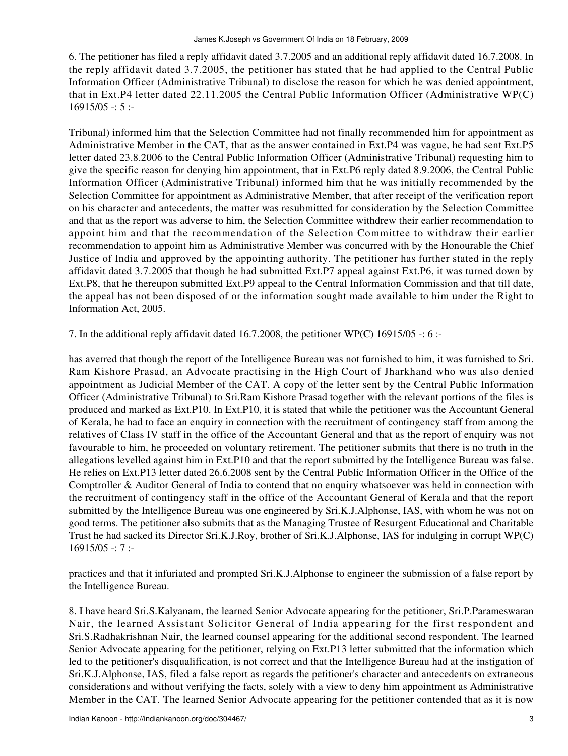6. The petitioner has filed a reply affidavit dated 3.7.2005 and an additional reply affidavit dated 16.7.2008. In the reply affidavit dated 3.7.2005, the petitioner has stated that he had applied to the Central Public Information Officer (Administrative Tribunal) to disclose the reason for which he was denied appointment, that in Ext.P4 letter dated 22.11.2005 the Central Public Information Officer (Administrative Tribunal) informed him that the Selection Committee had not finally recommended him for appointment as Administrative Member in the CAT, that as the answer contained in Ext.P4 was vague, he had sent Ext.P5 letter dated 23.8.2006 to the Central Public Information Officer (Administrative Tribunal) requesting him to give the specific reason for denying him appointment, that in Ext.P6 reply dated 8.9.2006, the Central Public Information Officer (Administrative Tribunal) informed him that he was initially recommended by the Selection Committee for appointment as Administrative Member, that after receipt of the verification report on his character and antecedents, the matter was resubmitted for consideration by the Selection Committee and that as the report was adverse to him, the Selection Committee withdrew their earlier recommendation to appoint him and that the recommendation of the Selection Committee to withdraw their earlier recommendation to appoint him as Administrative Member was concurred with by the Honourable the Chief Justice of India and approved by the appointing authority. The petitioner has further stated in the reply affidavit dated 3.7.2005 that though he had submitted Ext.P7 appeal against Ext.P6, it was turned down by Ext.P8, that he thereupon submitted Ext.P9 appeal to the Central Information Commission and that till date, the appeal has not been disposed of or the information sought made available to him under the Right to Information Act, 2005.

7. In the additional reply affidavit dated 16.7.2008, the petitioner has averred that though the report of the Intelligence Bureau was not furnished to him, it was furnished to Sri. Ram Kishore Prasad, an Advocate practising in the High Court of Jharkhand who was also denied appointment as Judicial Member of the CAT. A copy of the letter sent by the Central Public Information Officer (Administrative Tribunal) to Sri.Ram Kishore Prasad together with the relevant portions of the files is produced and marked as Ext.P10. In Ext.P10, it is stated that while the petitioner was the Accountant General of Kerala, he had to face an enquiry in connection with the recruitment of contingency staff from among the relatives of Class IV staff in the office of the Accountant General and that as the report of enquiry was not favourable to him, he proceeded on voluntary retirement. The petitioner submits that there is no truth in the allegations levelled against him in Ext.P10 and that the report submitted by the Intelligence Bureau was false. He relies on Ext.P13 letter dated 26.6.2008 sent by the Central Public Information Officer in the Office of the Comptroller & Auditor General of India to contend that no enquiry whatsoever was held in connection with the recruitment of contingency staff in the office of the Accountant General of Kerala and that the report submitted by the Intelligence Bureau was one engineered by Sri.K.J.Alphonse, IAS, with whom he was not on good terms. The petitioner also submits that as the Managing Trustee of Resurgent Educational and Charitable Trust he had sacked its Director Sri.K.J.Roy, brother of Sri.K.J.Alphonse, IAS for indulging in corrupt practices and that it infuriated and prompted Sri.K.J.Alphonse to engineer the submission of a false report by the Intelligence Bureau.

8. I have heard Sri.S.Kalyanam, the learned Senior Advocate appearing for the petitioner, Sri.P.Parameswaran Nair, the learned Assistant Solicitor General of India appearing for the first respondent and Sri.S.Radhakrishnan Nair, the learned counsel appearing for the additional second respondent. The learned Senior Advocate appearing for the petitioner, relying on Ext.P13 letter submitted that the information which led to the petitioner's disqualification, is not correct and that the Intelligence Bureau had at the instigation of Sri.K.J.Alphonse, IAS, filed a false report as regards the petitioner's character and antecedents on extraneous considerations and without verifying the facts, solely with a view to deny him appointment as Administrative Member in the CAT. The learned Senior Advocate appearing for the petitioner contended that as it is now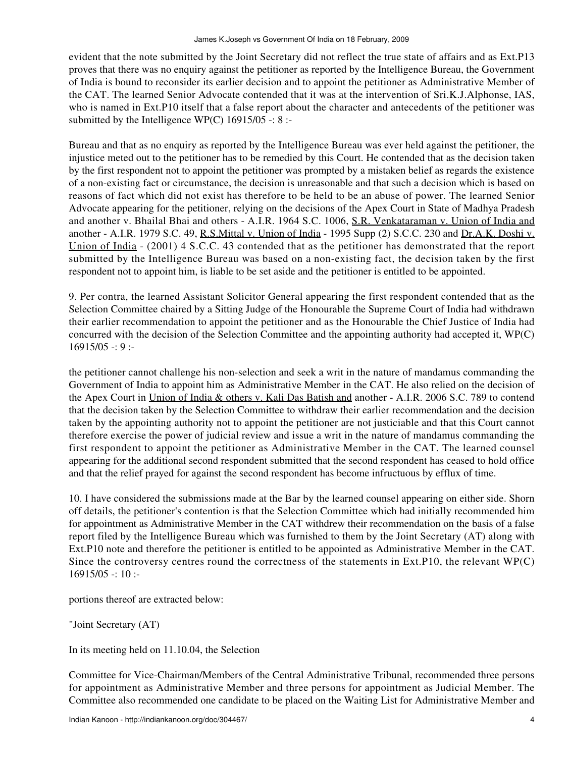evident that the note submitted by the Joint Secretary did not reflect the true state of affairs and as Ext.P13 proves that there was no enquiry against the petitioner as reported by the Intelligence Bureau, the Government of India is bound to reconsider its earlier decision and to appoint the petitioner as Administrative Member of the CAT. The learned Senior Advocate contended that it was at the intervention of Sri.K.J.Alphonse, IAS, who is named in Ext.P10 itself that a false report about the character and antecedents of the petitioner was submitted by the Intelligence WP(C) 16915/05 -: 8 :-

Bureau and that as no enquiry as reported by the Intelligence Bureau was ever held against the petitioner, the injustice meted out to the petitioner has to be remedied by this Court. He contended that as the decision taken by the first respondent not to appoint the petitioner was prompted by a mistaken belief as regards the existence of a non-existing fact or circumstance, the decision is unreasonable and that such a decision which is based on reasons of fact which did not exist has therefore to be held to be an abuse of power. The learned Senior Advocate appearing for the petitioner, relying on the decisions of the Apex Court in State of Madhya Pradesh and another v. Bhailal Bhai and others - A.I.R. 1964 S.C. 1006, S.R. Venkataraman v. Union of India and another - A.I.R. 1979 S.C. 49, R.S.Mittal v. Union of India - 1995 Supp (2) S.C.C. 230 and Dr.A.K. Doshi v. Union of India - (2001) 4 S.C.C. 43 contended that as the petitioner has demonstrated that the report submitted by the Intelligence Bureau was based on a non-existing fact, the decision taken by the first respondent not to appoint him, is liable to be set aside and the petitioner is entitled to be appointed.

9. Per contra, the learned Assistant Solicitor General appearing the first respondent contended that as the Selection Committee chaired by a Sitting Judge of the Honourable the Supreme Court of India had withdrawn their earlier recommendation to appoint the petitioner and as the Honourable the Chief Justice of India had concurred with the decision of the Selection Committee and the appointing authority had accepted it, WP(C) 16915/05 -: 9 :-

the petitioner cannot challenge his non-selection and seek a writ in the nature of mandamus commanding the Government of India to appoint him as Administrative Member in the CAT. He also relied on the decision of the Apex Court in Union of India & others v. Kali Das Batish and another - A.I.R. 2006 S.C. 789 to contend that the decision taken by the Selection Committee to withdraw their earlier recommendation and the decision taken by the appointing authority not to appoint the petitioner are not justiciable and that this Court cannot therefore exercise the power of judicial review and issue a writ in the nature of mandamus commanding the first respondent to appoint the petitioner as Administrative Member in the CAT. The learned counsel appearing for the additional second respondent submitted that the second respondent has ceased to hold office and that the relief prayed for against the second respondent has become infructuous by efflux of time.

10. I have considered the submissions made at the Bar by the learned counsel appearing on either side. Shorn off details, the petitioner's contention is that the Selection Committee which had initially recommended him for appointment as Administrative Member in the CAT withdrew their recommendation on the basis of a false report filed by the Intelligence Bureau which was furnished to them by the Joint Secretary (AT) along with Ext.P10 note and therefore the petitioner is entitled to be appointed as Administrative Member in the CAT. Since the controversy centres round the correctness of the statements in Ext.P10, the relevant WP(C) 16915/05 -: 10 :-

portions thereof are extracted below:

"Joint Secretary (AT)

In its meeting held on 11.10.04, the Selection

Committee for Vice-Chairman/Members of the Central Administrative Tribunal, recommended three persons for appointment as Administrative Member and three persons for appointment as Judicial Member. The Committee also recommended one candidate to be placed on the Waiting List for Administrative Member and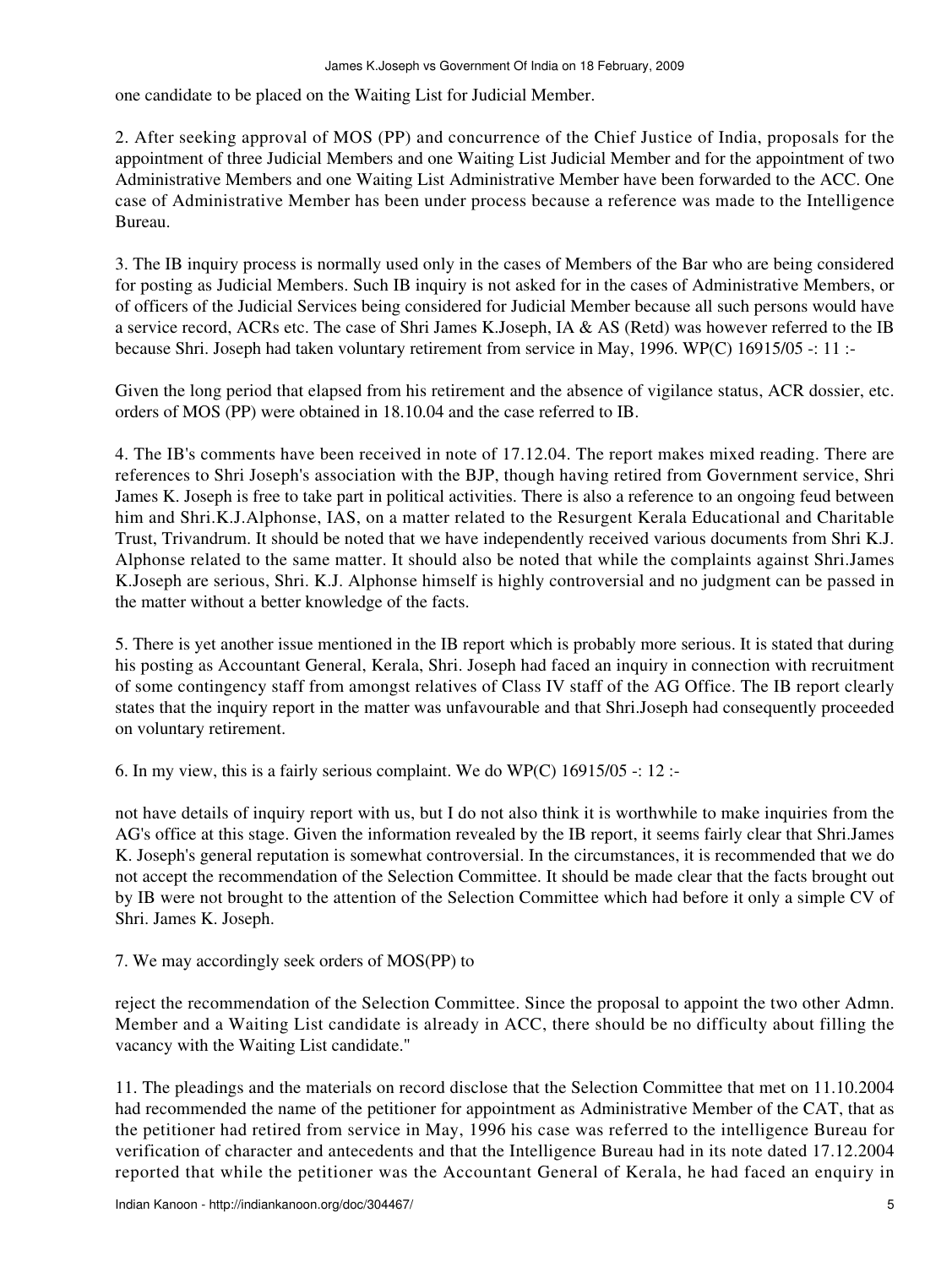one candidate to be placed on the Waiting List for Judicial Member.

2. After seeking approval of MOS (PP) and concurrence of the Chief Justice of India, proposals for the appointment of three Judicial Members and one Waiting List Judicial Member and for the appointment of two Administrative Members and one Waiting List Administrative Member have been forwarded to the ACC. One case of Administrative Member has been under process because a reference was made to the Intelligence Bureau.

3. The IB inquiry process is normally used only in the cases of Members of the Bar who are being considered for posting as Judicial Members. Such IB inquiry is not asked for in the cases of Administrative Members, or of officers of the Judicial Services being considered for Judicial Member because all such persons would have a service record, ACRs etc. The case of Shri James K.Joseph, IA & AS (Retd) was however referred to the IB because Shri. Joseph had taken voluntary retirement from service in May, 1996. WP(C) 16915/05 -: 11 :-

Given the long period that elapsed from his retirement and the absence of vigilance status, ACR dossier, etc. orders of MOS (PP) were obtained in 18.10.04 and the case referred to IB.

4. The IB's comments have been received in note of 17.12.04. The report makes mixed reading. There are references to Shri Joseph's association with the BJP, though having retired from Government service, Shri James K. Joseph is free to take part in political activities. There is also a reference to an ongoing feud between him and Shri.K.J.Alphonse, IAS, on a matter related to the Resurgent Kerala Educational and Charitable Trust, Trivandrum. It should be noted that we have independently received various documents from Shri K.J. Alphonse related to the same matter. It should also be noted that while the complaints against Shri.James K.Joseph are serious, Shri. K.J. Alphonse himself is highly controversial and no judgment can be passed in the matter without a better knowledge of the facts.

5. There is yet another issue mentioned in the IB report which is probably more serious. It is stated that during his posting as Accountant General, Kerala, Shri. Joseph had faced an inquiry in connection with recruitment of some contingency staff from amongst relatives of Class IV staff of the AG Office. The IB report clearly states that the inquiry report in the matter was unfavourable and that Shri.Joseph had consequently proceeded on voluntary retirement.

6. In my view, this is a fairly serious complaint. We do WP(C) 16915/05 -: 12 :-

not have details of inquiry report with us, but I do not also think it is worthwhile to make inquiries from the AG's office at this stage. Given the information revealed by the IB report, it seems fairly clear that Shri.James K. Joseph's general reputation is somewhat controversial. In the circumstances, it is recommended that we do not accept the recommendation of the Selection Committee. It should be made clear that the facts brought out by IB were not brought to the attention of the Selection Committee which had before it only a simple CV of Shri. James K. Joseph.

7. We may accordingly seek orders of MOS(PP) to

reject the recommendation of the Selection Committee. Since the proposal to appoint the two other Admn. Member and a Waiting List candidate is already in ACC, there should be no difficulty about filling the vacancy with the Waiting List candidate."

11. The pleadings and the materials on record disclose that the Selection Committee that met on 11.10.2004 had recommended the name of the petitioner for appointment as Administrative Member of the CAT, that as the petitioner had retired from service in May, 1996 his case was referred to the intelligence Bureau for verification of character and antecedents and that the Intelligence Bureau had in its note dated 17.12.2004 reported that while the petitioner was the Accountant General of Kerala, he had faced an enquiry in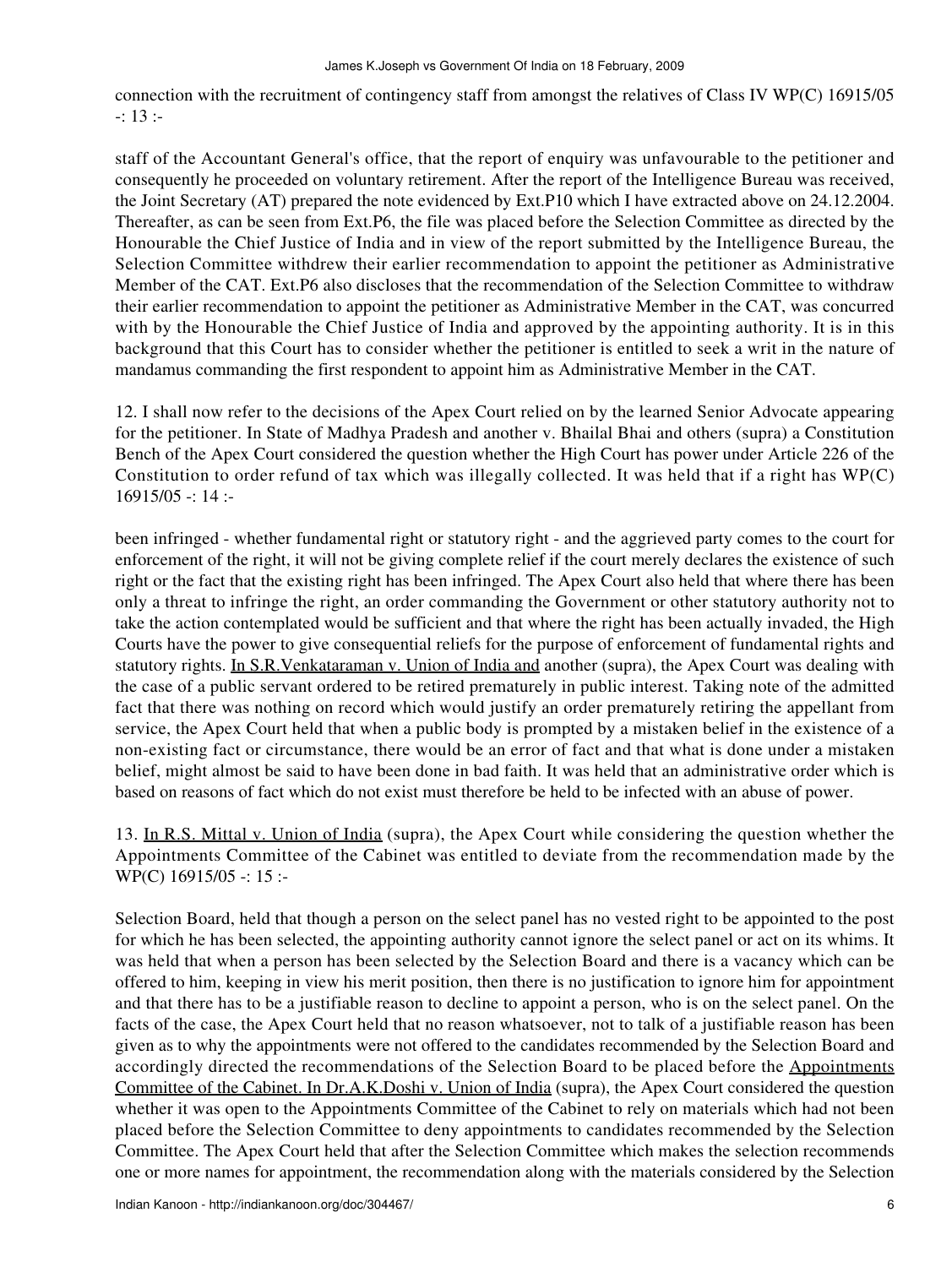connection with the recruitment of contingency staff from amongst the relatives of Class IV WP(C) 16915/05 -: 13 :-

staff of the Accountant General's office, that the report of enquiry was unfavourable to the petitioner and consequently he proceeded on voluntary retirement. After the report of the Intelligence Bureau was received, the Joint Secretary (AT) prepared the note evidenced by Ext.P10 which I have extracted above on 24.12.2004. Thereafter, as can be seen from Ext.P6, the file was placed before the Selection Committee as directed by the Honourable the Chief Justice of India and in view of the report submitted by the Intelligence Bureau, the Selection Committee withdrew their earlier recommendation to appoint the petitioner as Administrative Member of the CAT. Ext.P6 also discloses that the recommendation of the Selection Committee to withdraw their earlier recommendation to appoint the petitioner as Administrative Member in the CAT, was concurred with by the Honourable the Chief Justice of India and approved by the appointing authority. It is in this background that this Court has to consider whether the petitioner is entitled to seek a writ in the nature of mandamus commanding the first respondent to appoint him as Administrative Member in the CAT.

12. I shall now refer to the decisions of the Apex Court relied on by the learned Senior Advocate appearing for the petitioner. In State of Madhya Pradesh and another v. Bhailal Bhai and others (supra) a Constitution Bench of the Apex Court considered the question whether the High Court has power under Article 226 of the Constitution to order refund of tax which was illegally collected. It was held that if a right has WP(C) 16915/05 -: 14 :-

been infringed - whether fundamental right or statutory right - and the aggrieved party comes to the court for enforcement of the right, it will not be giving complete relief if the court merely declares the existence of such right or the fact that the existing right has been infringed. The Apex Court also held that where there has been only a threat to infringe the right, an order commanding the Government or other statutory authority not to take the action contemplated would be sufficient and that where the right has been actually invaded, the High Courts have the power to give consequential reliefs for the purpose of enforcement of fundamental rights and statutory rights. In S.R.Venkataraman v. Union of India and another (supra), the Apex Court was dealing with the case of a public servant ordered to be retired prematurely in public interest. Taking note of the admitted fact that there was nothing on record which would justify an order prematurely retiring the appellant from service, the Apex Court held that when a public body is prompted by a mistaken belief in the existence of a non-existing fact or circumstance, there would be an error of fact and that what is done under a mistaken belief, might almost be said to have been done in bad faith. It was held that an administrative order which is based on reasons of fact which do not exist must therefore be held to be infected with an abuse of power.

13. In R.S. Mittal v. Union of India (supra), the Apex Court while considering the question whether the Appointments Committee of the Cabinet was entitled to deviate from the recommendation made by the WP(C) 16915/05 -: 15 :-

Selection Board, held that though a person on the select panel has no vested right to be appointed to the post for which he has been selected, the appointing authority cannot ignore the select panel or act on its whims. It was held that when a person has been selected by the Selection Board and there is a vacancy which can be offered to him, keeping in view his merit position, then there is no justification to ignore him for appointment and that there has to be a justifiable reason to decline to appoint a person, who is on the select panel. On the facts of the case, the Apex Court held that no reason whatsoever, not to talk of a justifiable reason has been given as to why the appointments were not offered to the candidates recommended by the Selection Board and accordingly directed the recommendations of the Selection Board to be placed before the Appointments Committee of the Cabinet. In Dr.A.K.Doshi v. Union of India (supra), the Apex Court considered the question whether it was open to the Appointments Committee of the Cabinet to rely on materials which had not been placed before the Selection Committee to deny appointments to candidates recommended by the Selection Committee. The Apex Court held that after the Selection Committee which makes the selection recommends one or more names for appointment, the recommendation along with the materials considered by the Selection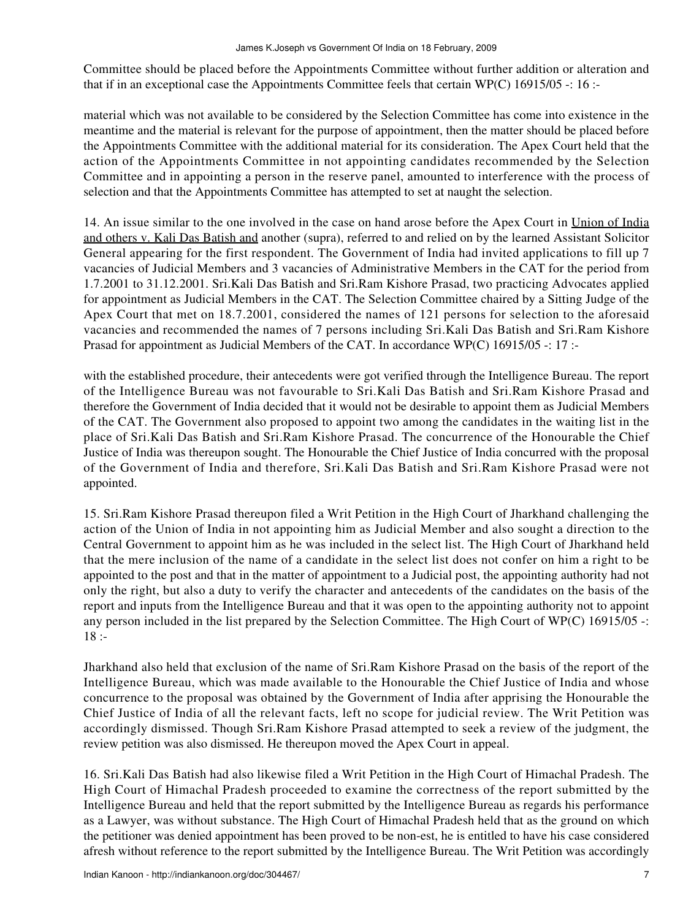Committee should be placed before the Appointments Committee without further addition or alteration and that if in an exceptional case the Appointments Committee feels that certain WP(C) 16915/05 -: 16 :-

material which was not available to be considered by the Selection Committee has come into existence in the meantime and the material is relevant for the purpose of appointment, then the matter should be placed before the Appointments Committee with the additional material for its consideration. The Apex Court held that the action of the Appointments Committee in not appointing candidates recommended by the Selection Committee and in appointing a person in the reserve panel, amounted to interference with the process of selection and that the Appointments Committee has attempted to set at naught the selection.

14. An issue similar to the one involved in the case on hand arose before the Apex Court in Union of India and others v. Kali Das Batish and another (supra), referred to and relied on by the learned Assistant Solicitor General appearing for the first respondent. The Government of India had invited applications to fill up 7 vacancies of Judicial Members and 3 vacancies of Administrative Members in the CAT for the period from 1.7.2001 to 31.12.2001. Sri.Kali Das Batish and Sri.Ram Kishore Prasad, two practicing Advocates applied for appointment as Judicial Members in the CAT. The Selection Committee chaired by a Sitting Judge of the Apex Court that met on 18.7.2001, considered the names of 121 persons for selection to the aforesaid vacancies and recommended the names of 7 persons including Sri.Kali Das Batish and Sri.Ram Kishore Prasad for appointment as Judicial Members of the CAT. In accordance WP(C) 16915/05 -: 17 :-

with the established procedure, their antecedents were got verified through the Intelligence Bureau. The report of the Intelligence Bureau was not favourable to Sri.Kali Das Batish and Sri.Ram Kishore Prasad and therefore the Government of India decided that it would not be desirable to appoint them as Judicial Members of the CAT. The Government also proposed to appoint two among the candidates in the waiting list in the place of Sri.Kali Das Batish and Sri.Ram Kishore Prasad. The concurrence of the Honourable the Chief Justice of India was thereupon sought. The Honourable the Chief Justice of India concurred with the proposal of the Government of India and therefore, Sri.Kali Das Batish and Sri.Ram Kishore Prasad were not appointed.

15. Sri.Ram Kishore Prasad thereupon filed a Writ Petition in the High Court of Jharkhand challenging the action of the Union of India in not appointing him as Judicial Member and also sought a direction to the Central Government to appoint him as he was included in the select list. The High Court of Jharkhand held that the mere inclusion of the name of a candidate in the select list does not confer on him a right to be appointed to the post and that in the matter of appointment to a Judicial post, the appointing authority had not only the right, but also a duty to verify the character and antecedents of the candidates on the basis of the report and inputs from the Intelligence Bureau and that it was open to the appointing authority not to appoint any person included in the list prepared by the Selection Committee. The High Court of WP(C) 16915/05 -: 18 :-

Jharkhand also held that exclusion of the name of Sri.Ram Kishore Prasad on the basis of the report of the Intelligence Bureau, which was made available to the Honourable the Chief Justice of India and whose concurrence to the proposal was obtained by the Government of India after apprising the Honourable the Chief Justice of India of all the relevant facts, left no scope for judicial review. The Writ Petition was accordingly dismissed. Though Sri.Ram Kishore Prasad attempted to seek a review of the judgment, the review petition was also dismissed. He thereupon moved the Apex Court in appeal.

16. Sri.Kali Das Batish had also likewise filed a Writ Petition in the High Court of Himachal Pradesh. The High Court of Himachal Pradesh proceeded to examine the correctness of the report submitted by the Intelligence Bureau and held that the report submitted by the Intelligence Bureau as regards his performance as a Lawyer, was without substance. The High Court of Himachal Pradesh held that as the ground on which the petitioner was denied appointment has been proved to be non-est, he is entitled to have his case considered afresh without reference to the report submitted by the Intelligence Bureau. The Writ Petition was accordingly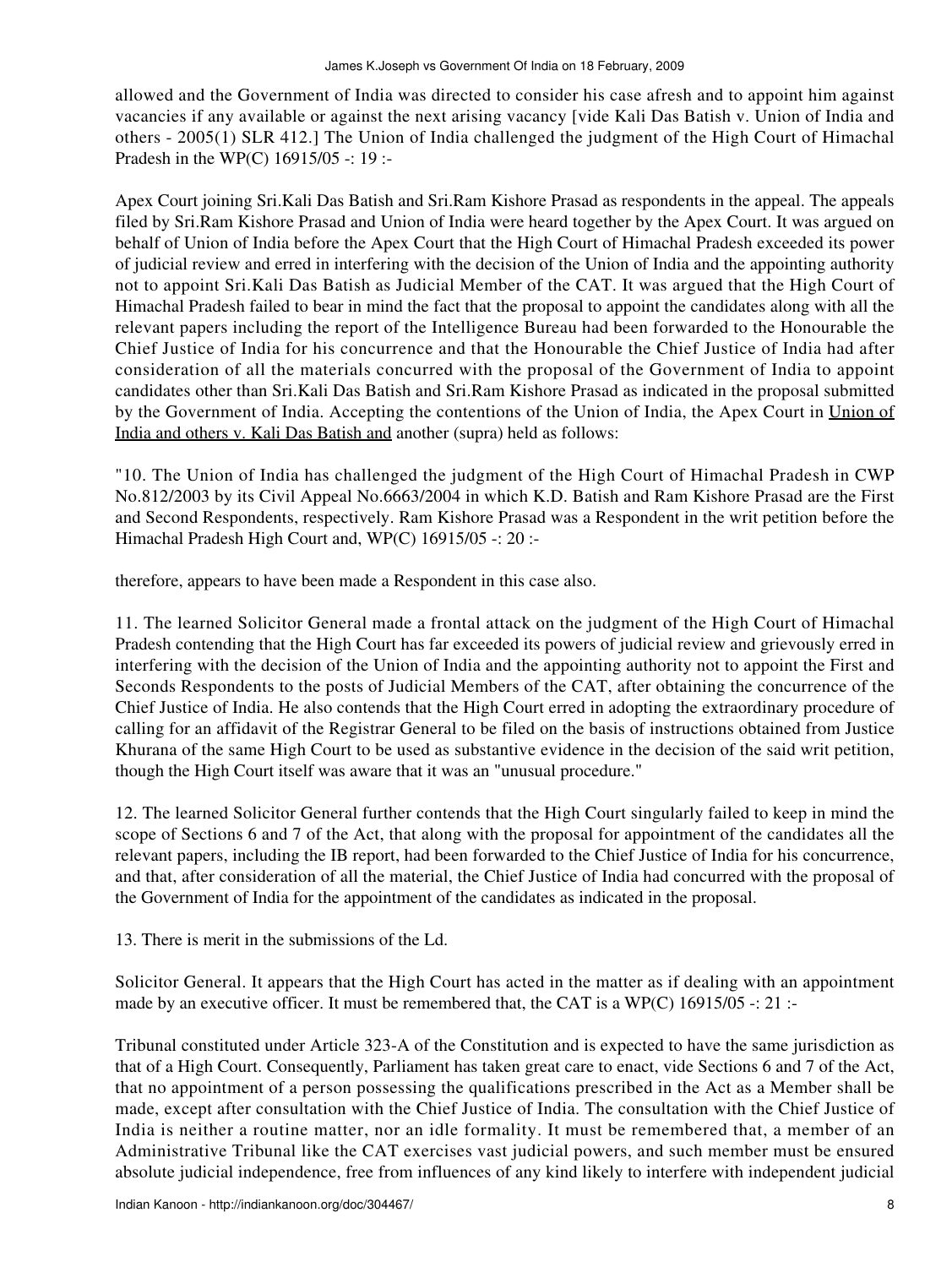allowed and the Government of India was directed to consider his case afresh and to appoint him against vacancies if any available or against the next arising vacancy [vide Kali Das Batish v. Union of India and others - 2005(1) SLR 412.] The Union of India challenged the judgment of the High Court of Himachal Pradesh in the WP(C) 16915/05 -: 19 :-

Apex Court joining Sri.Kali Das Batish and Sri.Ram Kishore Prasad as respondents in the appeal. The appeals filed by Sri.Ram Kishore Prasad and Union of India were heard together by the Apex Court. It was argued on behalf of Union of India before the Apex Court that the High Court of Himachal Pradesh exceeded its power of judicial review and erred in interfering with the decision of the Union of India and the appointing authority not to appoint Sri.Kali Das Batish as Judicial Member of the CAT. It was argued that the High Court of Himachal Pradesh failed to bear in mind the fact that the proposal to appoint the candidates along with all the relevant papers including the report of the Intelligence Bureau had been forwarded to the Honourable the Chief Justice of India for his concurrence and that the Honourable the Chief Justice of India had after consideration of all the materials concurred with the proposal of the Government of India to appoint candidates other than Sri.Kali Das Batish and Sri.Ram Kishore Prasad as indicated in the proposal submitted by the Government of India. Accepting the contentions of the Union of India, the Apex Court in Union of India and others v. Kali Das Batish and another (supra) held as follows:

"10. The Union of India has challenged the judgment of the High Court of Himachal Pradesh in CWP No.812/2003 by its Civil Appeal No.6663/2004 in which K.D. Batish and Ram Kishore Prasad are the First and Second Respondents, respectively. Ram Kishore Prasad was a Respondent in the writ petition before the Himachal Pradesh High Court and, WP(C) 16915/05 -: 20 :-

therefore, appears to have been made a Respondent in this case also.

11. The learned Solicitor General made a frontal attack on the judgment of the High Court of Himachal Pradesh contending that the High Court has far exceeded its powers of judicial review and grievously erred in interfering with the decision of the Union of India and the appointing authority not to appoint the First and Seconds Respondents to the posts of Judicial Members of the CAT, after obtaining the concurrence of the Chief Justice of India. He also contends that the High Court erred in adopting the extraordinary procedure of calling for an affidavit of the Registrar General to be filed on the basis of instructions obtained from Justice Khurana of the same High Court to be used as substantive evidence in the decision of the said writ petition, though the High Court itself was aware that it was an "unusual procedure."

12. The learned Solicitor General further contends that the High Court singularly failed to keep in mind the scope of Sections 6 and 7 of the Act, that along with the proposal for appointment of the candidates all the relevant papers, including the IB report, had been forwarded to the Chief Justice of India for his concurrence, and that, after consideration of all the material, the Chief Justice of India had concurred with the proposal of the Government of India for the appointment of the candidates as indicated in the proposal.

13. There is merit in the submissions of the Ld.

Solicitor General. It appears that the High Court has acted in the matter as if dealing with an appointment made by an executive officer. It must be remembered that, the CAT is a WP(C) 16915/05 -: 21 :-

Tribunal constituted under Article 323-A of the Constitution and is expected to have the same jurisdiction as that of a High Court. Consequently, Parliament has taken great care to enact, vide Sections 6 and 7 of the Act, that no appointment of a person possessing the qualifications prescribed in the Act as a Member shall be made, except after consultation with the Chief Justice of India. The consultation with the Chief Justice of India is neither a routine matter, nor an idle formality. It must be remembered that, a member of an Administrative Tribunal like the CAT exercises vast judicial powers, and such member must be ensured absolute judicial independence, free from influences of any kind likely to interfere with independent judicial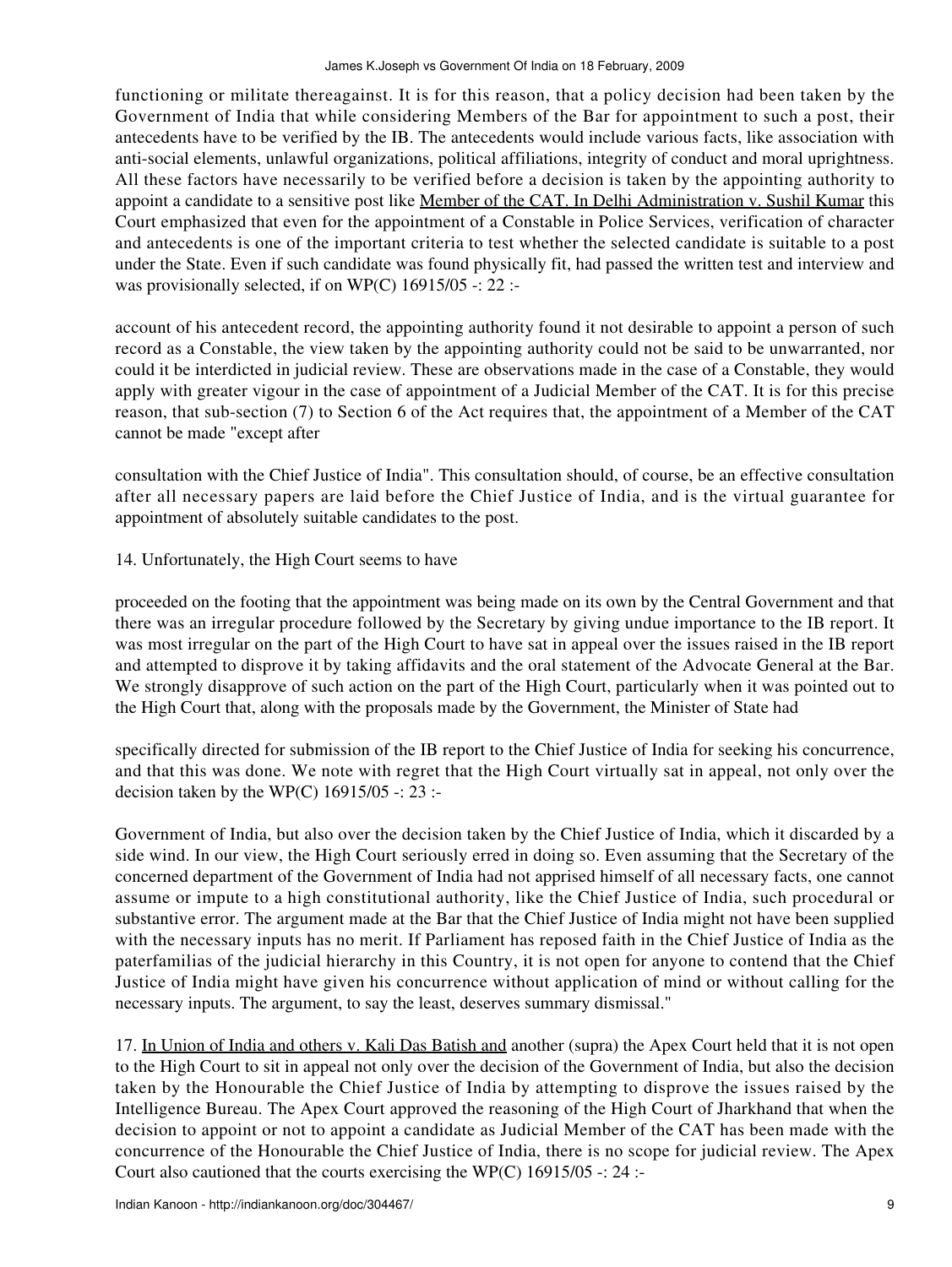functioning or militate thereagainst. It is for this reason, that a policy decision had been taken by the Government of India that while considering Members of the Bar for appointment to such a post, their antecedents have to be verified by the IB. The antecedents would include various facts, like association with anti-social elements, unlawful organizations, political affiliations, integrity of conduct and moral uprightness. All these factors have necessarily to be verified before a decision is taken by the appointing authority to appoint a candidate to a sensitive post like Member of the CAT. In Delhi Administration v. Sushil Kumar this Court emphasized that even for the appointment of a Constable in Police Services, verification of character and antecedents is one of the important criteria to test whether the selected candidate is suitable to a post under the State. Even if such candidate was found physically fit, had passed the written test and interview and was provisionally selected, if on WP(C) 16915/05 -: 22 :-

account of his antecedent record, the appointing authority found it not desirable to appoint a person of such record as a Constable, the view taken by the appointing authority could not be said to be unwarranted, nor could it be interdicted in judicial review. These are observations made in the case of a Constable, they would apply with greater vigour in the case of appointment of a Judicial Member of the CAT. It is for this precise reason, that sub-section (7) to Section 6 of the Act requires that, the appointment of a Member of the CAT cannot be made "except after

consultation with the Chief Justice of India". This consultation should, of course, be an effective consultation after all necessary papers are laid before the Chief Justice of India, and is the virtual guarantee for appointment of absolutely suitable candidates to the post.

14. Unfortunately, the High Court seems to have

proceeded on the footing that the appointment was being made on its own by the Central Government and that there was an irregular procedure followed by the Secretary by giving undue importance to the IB report. It was most irregular on the part of the High Court to have sat in appeal over the issues raised in the IB report and attempted to disprove it by taking affidavits and the oral statement of the Advocate General at the Bar. We strongly disapprove of such action on the part of the High Court, particularly when it was pointed out to the High Court that, along with the proposals made by the Government, the Minister of State had

specifically directed for submission of the IB report to the Chief Justice of India for seeking his concurrence, and that this was done. We note with regret that the High Court virtually sat in appeal, not only over the decision taken by the WP(C) 16915/05 -: 23 :-

Government of India, but also over the decision taken by the Chief Justice of India, which it discarded by a side wind. In our view, the High Court seriously erred in doing so. Even assuming that the Secretary of the concerned department of the Government of India had not apprised himself of all necessary facts, one cannot assume or impute to a high constitutional authority, like the Chief Justice of India, such procedural or substantive error. The argument made at the Bar that the Chief Justice of India might not have been supplied with the necessary inputs has no merit. If Parliament has reposed faith in the Chief Justice of India as the paterfamilias of the judicial hierarchy in this Country, it is not open for anyone to contend that the Chief Justice of India might have given his concurrence without application of mind or without calling for the necessary inputs. The argument, to say the least, deserves summary dismissal."

17. In Union of India and others v. Kali Das Batish and another (supra) the Apex Court held that it is not open to the High Court to sit in appeal not only over the decision of the Government of India, but also the decision taken by the Honourable the Chief Justice of India by attempting to disprove the issues raised by the Intelligence Bureau. The Apex Court approved the reasoning of the High Court of Jharkhand that when the decision to appoint or not to appoint a candidate as Judicial Member of the CAT has been made with the concurrence of the Honourable the Chief Justice of India, there is no scope for judicial review. The Apex Court also cautioned that the courts exercising the WP(C) 16915/05 -: 24 :-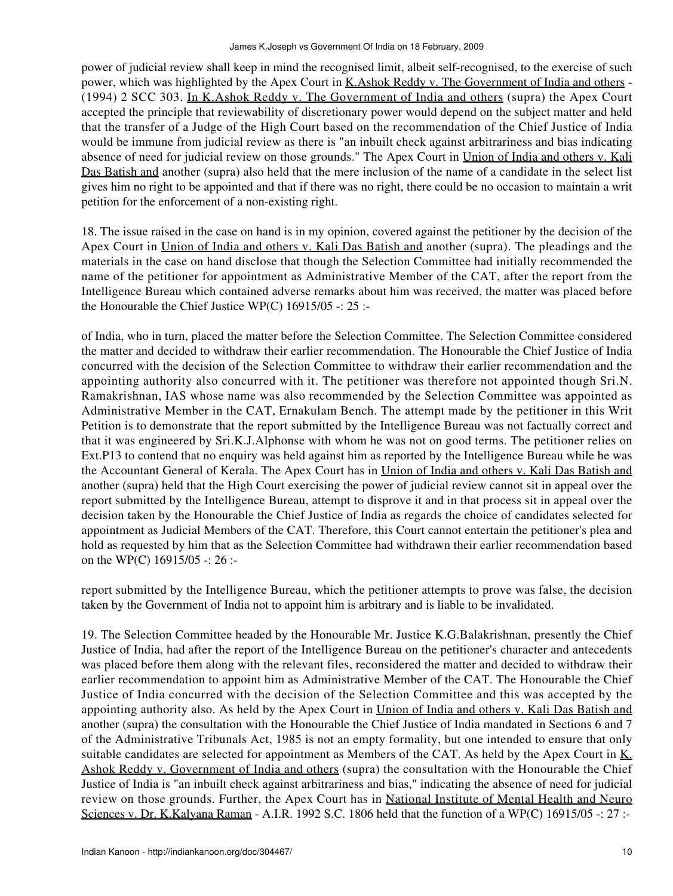power of judicial review shall keep in mind the recognised limit, albeit self-recognised, to the exercise of such power, which was highlighted by the Apex Court in K.Ashok Reddy v. The Government of India and others - (1994) 2 SCC 303. In K.Ashok Reddy v. The Government of India and others (supra) the Apex Court accepted the principle that reviewability of discretionary power would depend on the subject matter and held that the transfer of a Judge of the High Court based on the recommendation of the Chief Justice of India would be immune from judicial review as there is "an inbuilt check against arbitrariness and bias indicating absence of need for judicial review on those grounds." The Apex Court in Union of India and others v. Kali Das Batish and another (supra) also held that the mere inclusion of the name of a candidate in the select list gives him no right to be appointed and that if there was no right, there could be no occasion to maintain a writ petition for the enforcement of a non-existing right.

18. The issue raised in the case on hand is in my opinion, covered against the petitioner by the decision of the Apex Court in Union of India and others v. Kali Das Batish and another (supra). The pleadings and the materials in the case on hand disclose that though the Selection Committee had initially recommended the name of the petitioner for appointment as Administrative Member of the CAT, after the report from the Intelligence Bureau which contained adverse remarks about him was received, the matter was placed before the Honourable the Chief Justice WP(C) 16915/05 -: 25 :-

of India, who in turn, placed the matter before the Selection Committee. The Selection Committee considered the matter and decided to withdraw their earlier recommendation. The Honourable the Chief Justice of India concurred with the decision of the Selection Committee to withdraw their earlier recommendation and the appointing authority also concurred with it. The petitioner was therefore not appointed though Sri.N. Ramakrishnan, IAS whose name was also recommended by the Selection Committee was appointed as Administrative Member in the CAT, Ernakulam Bench. The attempt made by the petitioner in this Writ Petition is to demonstrate that the report submitted by the Intelligence Bureau was not factually correct and that it was engineered by Sri.K.J.Alphonse with whom he was not on good terms. The petitioner relies on Ext.P13 to contend that no enquiry was held against him as reported by the Intelligence Bureau while he was the Accountant General of Kerala. The Apex Court has in Union of India and others v. Kali Das Batish and another (supra) held that the High Court exercising the power of judicial review cannot sit in appeal over the report submitted by the Intelligence Bureau, attempt to disprove it and in that process sit in appeal over the decision taken by the Honourable the Chief Justice of India as regards the choice of candidates selected for appointment as Judicial Members of the CAT. Therefore, this Court cannot entertain the petitioner's plea and hold as requested by him that as the Selection Committee had withdrawn their earlier recommendation based on the WP(C) 16915/05 -: 26 :-

report submitted by the Intelligence Bureau, which the petitioner attempts to prove was false, the decision taken by the Government of India not to appoint him is arbitrary and is liable to be invalidated.

19. The Selection Committee headed by the Honourable Mr. Justice K.G.Balakrishnan, presently the Chief Justice of India, had after the report of the Intelligence Bureau on the petitioner's character and antecedents was placed before them along with the relevant files, reconsidered the matter and decided to withdraw their earlier recommendation to appoint him as Administrative Member of the CAT. The Honourable the Chief Justice of India concurred with the decision of the Selection Committee and this was accepted by the appointing authority also. As held by the Apex Court in Union of India and others v. Kali Das Batish and another (supra) the consultation with the Honourable the Chief Justice of India mandated in Sections 6 and 7 of the Administrative Tribunals Act, 1985 is not an empty formality, but one intended to ensure that only suitable candidates are selected for appointment as Members of the CAT. As held by the Apex Court in K. Ashok Reddy v. Government of India and others (supra) the consultation with the Honourable the Chief Justice of India is "an inbuilt check against arbitrariness and bias," indicating the absence of need for judicial review on those grounds. Further, the Apex Court has in National Institute of Mental Health and Neuro Sciences v. Dr. K.Kalyana Raman - A.I.R. 1992 S.C. 1806 held that the function of a WP(C) 16915/05 -: 27 :-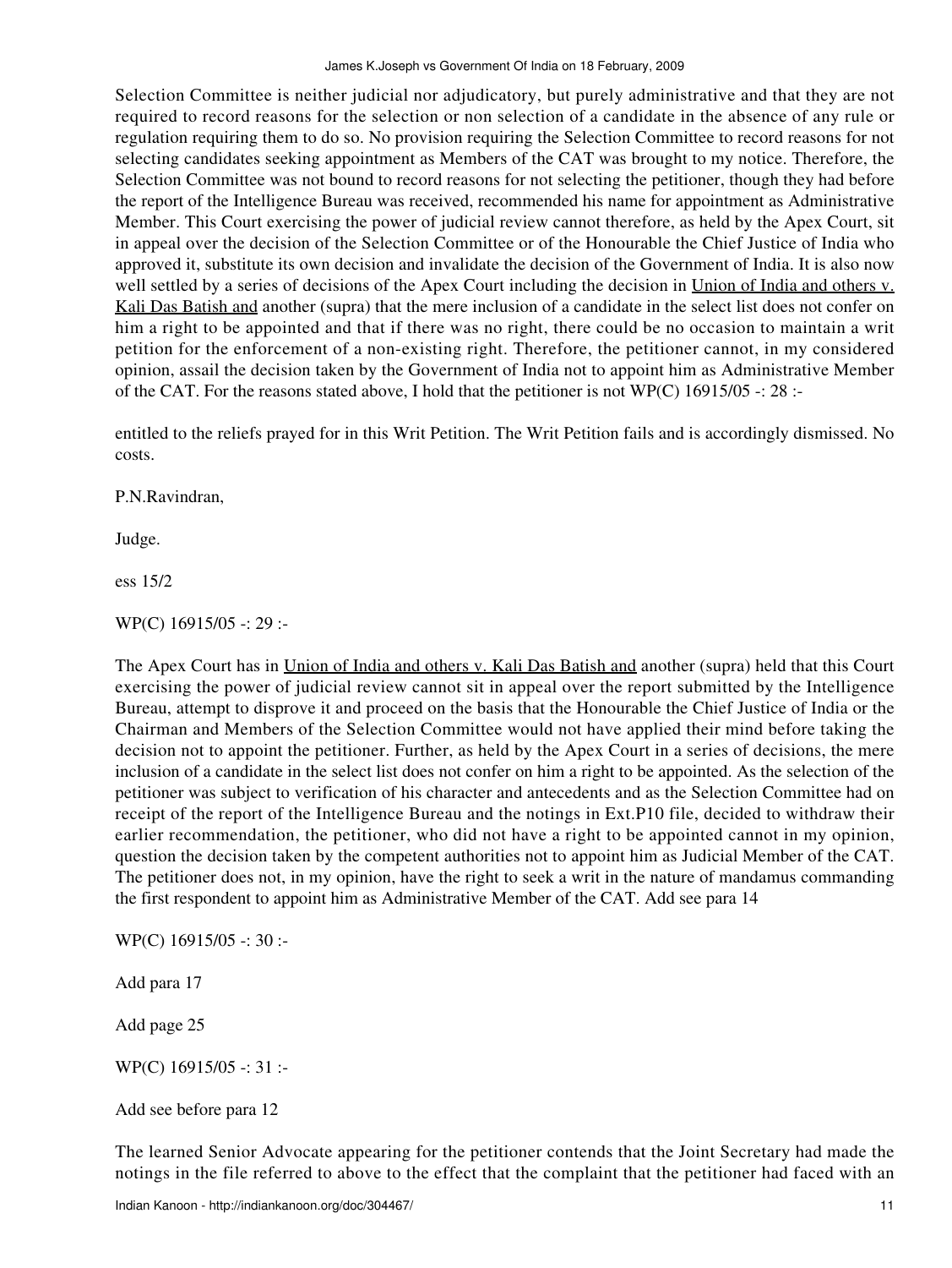Selection Committee is neither judicial nor adjudicatory, but purely administrative and that they are not required to record reasons for the selection or non selection of a candidate in the absence of any rule or regulation requiring them to do so. No provision requiring the Selection Committee to record reasons for not selecting candidates seeking appointment as Members of the CAT was brought to my notice. Therefore, the Selection Committee was not bound to record reasons for not selecting the petitioner, though they had before the report of the Intelligence Bureau was received, recommended his name for appointment as Administrative Member. This Court exercising the power of judicial review cannot therefore, as held by the Apex Court, sit in appeal over the decision of the Selection Committee or of the Honourable the Chief Justice of India who approved it, substitute its own decision and invalidate the decision of the Government of India. It is also now well settled by a series of decisions of the Apex Court including the decision in Union of India and others v. Kali Das Batish and another (supra) that the mere inclusion of a candidate in the select list does not confer on him a right to be appointed and that if there was no right, there could be no occasion to maintain a writ petition for the enforcement of a non-existing right. Therefore, the petitioner cannot, in my considered opinion, assail the decision taken by the Government of India not to appoint him as Administrative Member of the CAT. For the reasons stated above, I hold that the petitioner is not WP(C) 16915/05 -: 28 :-

entitled to the reliefs prayed for in this Writ Petition. The Writ Petition fails and is accordingly dismissed. No costs.

P.N.Ravindran,

Judge.

ess 15/2

WP(C) 16915/05 -: 29 :-

The Apex Court has in Union of India and others v. Kali Das Batish and another (supra) held that this Court exercising the power of judicial review cannot sit in appeal over the report submitted by the Intelligence Bureau, attempt to disprove it and proceed on the basis that the Honourable the Chief Justice of India or the Chairman and Members of the Selection Committee would not have applied their mind before taking the decision not to appoint the petitioner. Further, as held by the Apex Court in a series of decisions, the mere inclusion of a candidate in the select list does not confer on him a right to be appointed. As the selection of the petitioner was subject to verification of his character and antecedents and as the Selection Committee had on receipt of the report of the Intelligence Bureau and the notings in Ext.P10 file, decided to withdraw their earlier recommendation, the petitioner, who did not have a right to be appointed cannot in my opinion, question the decision taken by the competent authorities not to appoint him as Judicial Member of the CAT. The petitioner does not, in my opinion, have the right to seek a writ in the nature of mandamus commanding the first respondent to appoint him as Administrative Member of the CAT. Add see para 14

WP(C) 16915/05 -: 30 :-

Add para 17

Add page 25

WP(C) 16915/05 -: 31 :-

Add see before para 12

The learned Senior Advocate appearing for the petitioner contends that the Joint Secretary had made the notings in the file referred to above to the effect that the complaint that the petitioner had faced with an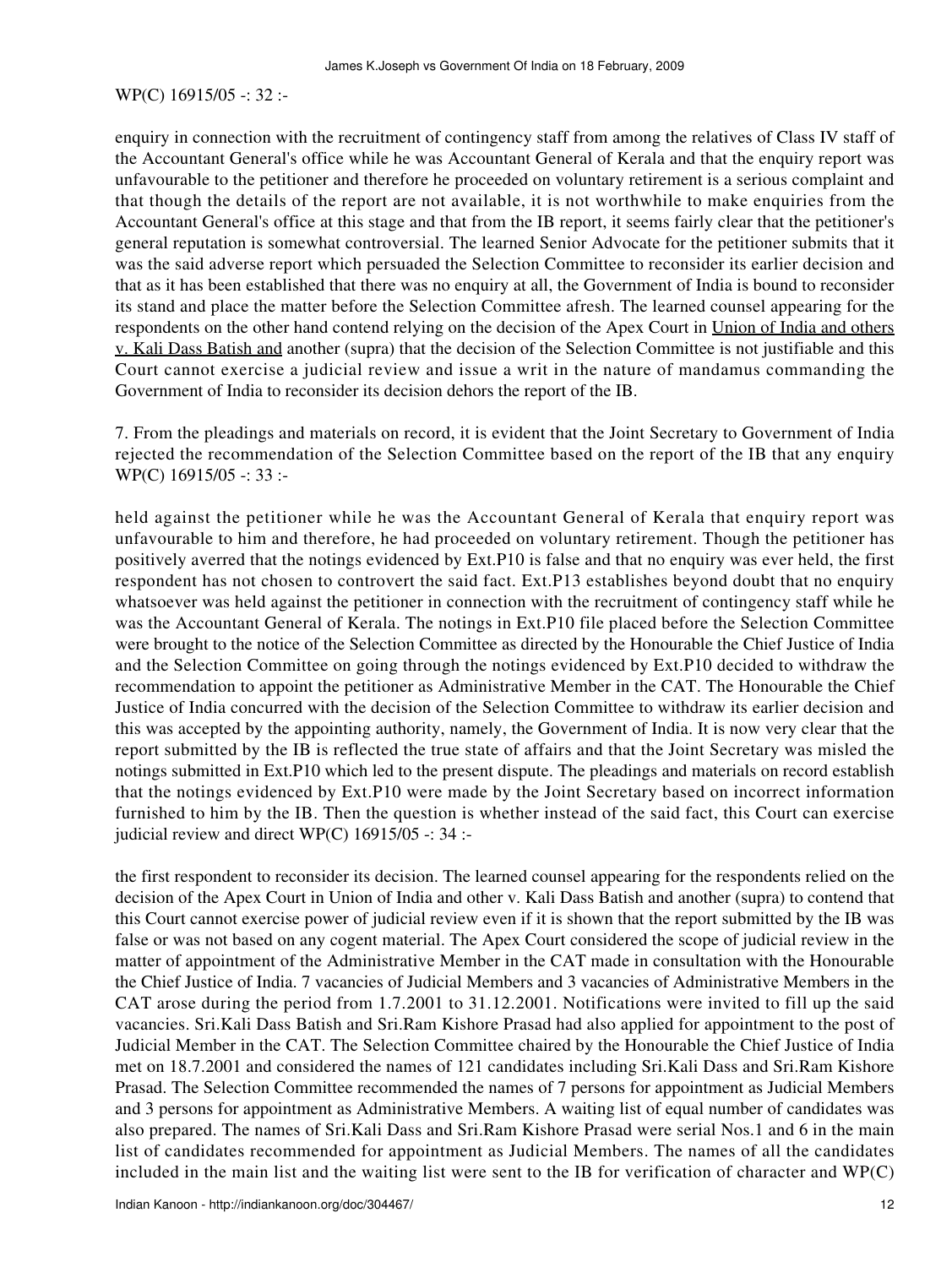WP(C) 16915/05 -: 32 :-

enquiry in connection with the recruitment of contingency staff from among the relatives of Class IV staff of the Accountant General's office while he was Accountant General of Kerala and that the enquiry report was unfavourable to the petitioner and therefore he proceeded on voluntary retirement is a serious complaint and that though the details of the report are not available, it is not worthwhile to make enquiries from the Accountant General's office at this stage and that from the IB report, it seems fairly clear that the petitioner's general reputation is somewhat controversial. The learned Senior Advocate for the petitioner submits that it was the said adverse report which persuaded the Selection Committee to reconsider its earlier decision and that as it has been established that there was no enquiry at all, the Government of India is bound to reconsider its stand and place the matter before the Selection Committee afresh. The learned counsel appearing for the respondents on the other hand contend relying on the decision of the Apex Court in Union of India and others v. Kali Dass Batish and another (supra) that the decision of the Selection Committee is not justifiable and this Court cannot exercise a judicial review and issue a writ in the nature of mandamus commanding the Government of India to reconsider its decision dehors the report of the IB.

7. From the pleadings and materials on record, it is evident that the Joint Secretary to Government of India rejected the recommendation of the Selection Committee based on the report of the IB that any enquiry WP(C) 16915/05 -: 33 :-

held against the petitioner while he was the Accountant General of Kerala that enquiry report was unfavourable to him and therefore, he had proceeded on voluntary retirement. Though the petitioner has positively averred that the notings evidenced by Ext.P10 is false and that no enquiry was ever held, the first respondent has not chosen to controvert the said fact. Ext.P13 establishes beyond doubt that no enquiry whatsoever was held against the petitioner in connection with the recruitment of contingency staff while he was the Accountant General of Kerala. The notings in Ext.P10 file placed before the Selection Committee were brought to the notice of the Selection Committee as directed by the Honourable the Chief Justice of India and the Selection Committee on going through the notings evidenced by Ext.P10 decided to withdraw the recommendation to appoint the petitioner as Administrative Member in the CAT. The Honourable the Chief Justice of India concurred with the decision of the Selection Committee to withdraw its earlier decision and this was accepted by the appointing authority, namely, the Government of India. It is now very clear that the report submitted by the IB is reflected the true state of affairs and that the Joint Secretary was misled the notings submitted in Ext.P10 which led to the present dispute. The pleadings and materials on record establish that the notings evidenced by Ext.P10 were made by the Joint Secretary based on incorrect information furnished to him by the IB. Then the question is whether instead of the said fact, this Court can exercise judicial review and direct WP(C) 16915/05 -: 34 :-

the first respondent to reconsider its decision. The learned counsel appearing for the respondents relied on the decision of the Apex Court in Union of India and other v. Kali Dass Batish and another (supra) to contend that this Court cannot exercise power of judicial review even if it is shown that the report submitted by the IB was false or was not based on any cogent material. The Apex Court considered the scope of judicial review in the matter of appointment of the Administrative Member in the CAT made in consultation with the Honourable the Chief Justice of India. 7 vacancies of Judicial Members and 3 vacancies of Administrative Members in the CAT arose during the period from 1.7.2001 to 31.12.2001. Notifications were invited to fill up the said vacancies. Sri.Kali Dass Batish and Sri.Ram Kishore Prasad had also applied for appointment to the post of Judicial Member in the CAT. The Selection Committee chaired by the Honourable the Chief Justice of India met on 18.7.2001 and considered the names of 121 candidates including Sri.Kali Dass and Sri.Ram Kishore Prasad. The Selection Committee recommended the names of 7 persons for appointment as Judicial Members and 3 persons for appointment as Administrative Members. A waiting list of equal number of candidates was also prepared. The names of Sri.Kali Dass and Sri.Ram Kishore Prasad were serial Nos.1 and 6 in the main list of candidates recommended for appointment as Judicial Members. The names of all the candidates included in the main list and the waiting list were sent to the IB for verification of character and WP(C)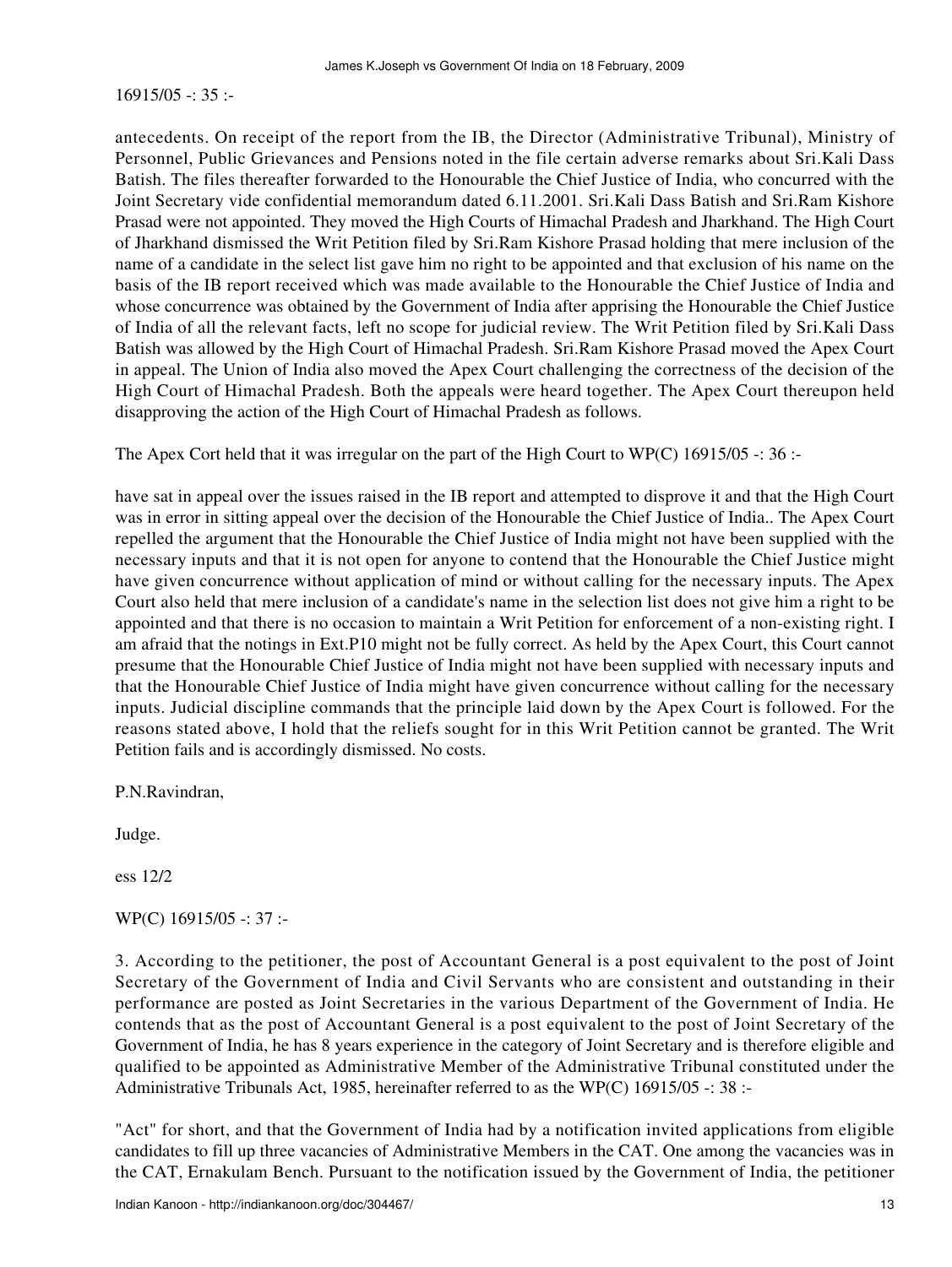16915/05 -: 35 :-

antecedents. On receipt of the report from the IB, the Director (Administrative Tribunal), Ministry of Personnel, Public Grievances and Pensions noted in the file certain adverse remarks about Sri.Kali Dass Batish. The files thereafter forwarded to the Honourable the Chief Justice of India, who concurred with the Joint Secretary vide confidential memorandum dated 6.11.2001. Sri.Kali Dass Batish and Sri.Ram Kishore Prasad were not appointed. They moved the High Courts of Himachal Pradesh and Jharkhand. The High Court of Jharkhand dismissed the Writ Petition filed by Sri.Ram Kishore Prasad holding that mere inclusion of the name of a candidate in the select list gave him no right to be appointed and that exclusion of his name on the basis of the IB report received which was made available to the Honourable the Chief Justice of India and whose concurrence was obtained by the Government of India after apprising the Honourable the Chief Justice of India of all the relevant facts, left no scope for judicial review. The Writ Petition filed by Sri.Kali Dass Batish was allowed by the High Court of Himachal Pradesh. Sri.Ram Kishore Prasad moved the Apex Court in appeal. The Union of India also moved the Apex Court challenging the correctness of the decision of the High Court of Himachal Pradesh. Both the appeals were heard together. The Apex Court thereupon held disapproving the action of the High Court of Himachal Pradesh as follows.

The Apex Cort held that it was irregular on the part of the High Court to WP(C) 16915/05 -: 36 :-

have sat in appeal over the issues raised in the IB report and attempted to disprove it and that the High Court was in error in sitting appeal over the decision of the Honourable the Chief Justice of India.. The Apex Court repelled the argument that the Honourable the Chief Justice of India might not have been supplied with the necessary inputs and that it is not open for anyone to contend that the Honourable the Chief Justice might have given concurrence without application of mind or without calling for the necessary inputs. The Apex Court also held that mere inclusion of a candidate's name in the selection list does not give him a right to be appointed and that there is no occasion to maintain a Writ Petition for enforcement of a non-existing right. I am afraid that the notings in Ext.P10 might not be fully correct. As held by the Apex Court, this Court cannot presume that the Honourable Chief Justice of India might not have been supplied with necessary inputs and that the Honourable Chief Justice of India might have given concurrence without calling for the necessary inputs. Judicial discipline commands that the principle laid down by the Apex Court is followed. For the reasons stated above, I hold that the reliefs sought for in this Writ Petition cannot be granted. The Writ Petition fails and is accordingly dismissed. No costs.

P.N.Ravindran,

Judge.

ess 12/2

WP(C) 16915/05 -: 37 :-

3. According to the petitioner, the post of Accountant General is a post equivalent to the post of Joint Secretary of the Government of India and Civil Servants who are consistent and outstanding in their performance are posted as Joint Secretaries in the various Department of the Government of India. He contends that as the post of Accountant General is a post equivalent to the post of Joint Secretary of the Government of India, he has 8 years experience in the category of Joint Secretary and is therefore eligible and qualified to be appointed as Administrative Member of the Administrative Tribunal constituted under the Administrative Tribunals Act, 1985, hereinafter referred to as the WP(C) 16915/05 -: 38 :-

"Act" for short, and that the Government of India had by a notification invited applications from eligible candidates to fill up three vacancies of Administrative Members in the CAT. One among the vacancies was in the CAT, Ernakulam Bench. Pursuant to the notification issued by the Government of India, the petitioner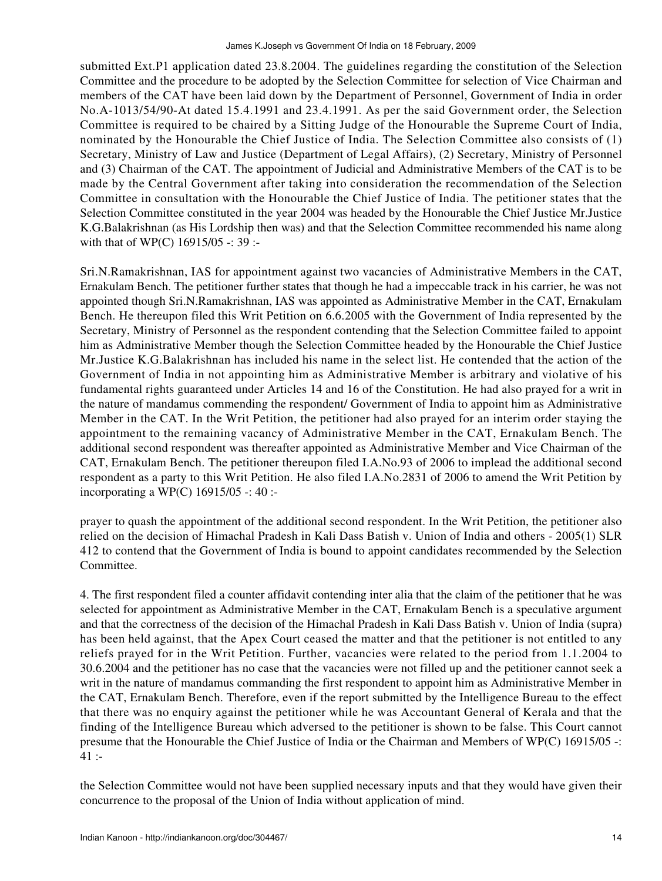submitted Ext.P1 application dated 23.8.2004. The guidelines regarding the constitution of the Selection Committee and the procedure to be adopted by the Selection Committee for selection of Vice Chairman and members of the CAT have been laid down by the Department of Personnel, Government of India in order No.A-1013/54/90-At dated 15.4.1991 and 23.4.1991. As per the said Government order, the Selection Committee is required to be chaired by a Sitting Judge of the Honourable the Supreme Court of India, nominated by the Honourable the Chief Justice of India. The Selection Committee also consists of (1) Secretary, Ministry of Law and Justice (Department of Legal Affairs), (2) Secretary, Ministry of Personnel and (3) Chairman of the CAT. The appointment of Judicial and Administrative Members of the CAT is to be made by the Central Government after taking into consideration the recommendation of the Selection Committee in consultation with the Honourable the Chief Justice of India. The petitioner states that the Selection Committee constituted in the year 2004 was headed by the Honourable the Chief Justice Mr.Justice K.G.Balakrishnan (as His Lordship then was) and that the Selection Committee recommended his name along with that of WP(C) 16915/05 -: 39 :-

Sri.N.Ramakrishnan, IAS for appointment against two vacancies of Administrative Members in the CAT, Ernakulam Bench. The petitioner further states that though he had a impeccable track in his carrier, he was not appointed though Sri.N.Ramakrishnan, IAS was appointed as Administrative Member in the CAT, Ernakulam Bench. He thereupon filed this Writ Petition on 6.6.2005 with the Government of India represented by the Secretary, Ministry of Personnel as the respondent contending that the Selection Committee failed to appoint him as Administrative Member though the Selection Committee headed by the Honourable the Chief Justice Mr.Justice K.G.Balakrishnan has included his name in the select list. He contended that the action of the Government of India in not appointing him as Administrative Member is arbitrary and violative of his fundamental rights guaranteed under Articles 14 and 16 of the Constitution. He had also prayed for a writ in the nature of mandamus commending the respondent/ Government of India to appoint him as Administrative Member in the CAT. In the Writ Petition, the petitioner had also prayed for an interim order staying the appointment to the remaining vacancy of Administrative Member in the CAT, Ernakulam Bench. The additional second respondent was thereafter appointed as Administrative Member and Vice Chairman of the CAT, Ernakulam Bench. The petitioner thereupon filed I.A.No.93 of 2006 to implead the additional second respondent as a party to this Writ Petition. He also filed I.A.No.2831 of 2006 to amend the Writ Petition by incorporating a WP(C) 16915/05 -: 40 :-

prayer to quash the appointment of the additional second respondent. In the Writ Petition, the petitioner also relied on the decision of Himachal Pradesh in Kali Dass Batish v. Union of India and others - 2005(1) SLR 412 to contend that the Government of India is bound to appoint candidates recommended by the Selection Committee.

4. The first respondent filed a counter affidavit contending inter alia that the claim of the petitioner that he was selected for appointment as Administrative Member in the CAT, Ernakulam Bench is a speculative argument and that the correctness of the decision of the Himachal Pradesh in Kali Dass Batish v. Union of India (supra) has been held against, that the Apex Court ceased the matter and that the petitioner is not entitled to any reliefs prayed for in the Writ Petition. Further, vacancies were related to the period from 1.1.2004 to 30.6.2004 and the petitioner has no case that the vacancies were not filled up and the petitioner cannot seek a writ in the nature of mandamus commanding the first respondent to appoint him as Administrative Member in the CAT, Ernakulam Bench. Therefore, even if the report submitted by the Intelligence Bureau to the effect that there was no enquiry against the petitioner while he was Accountant General of Kerala and that the finding of the Intelligence Bureau which adversed to the petitioner is shown to be false. This Court cannot presume that the Honourable the Chief Justice of India or the Chairman and Members of WP(C) 16915/05 -: 41 :-

the Selection Committee would not have been supplied necessary inputs and that they would have given their concurrence to the proposal of the Union of India without application of mind.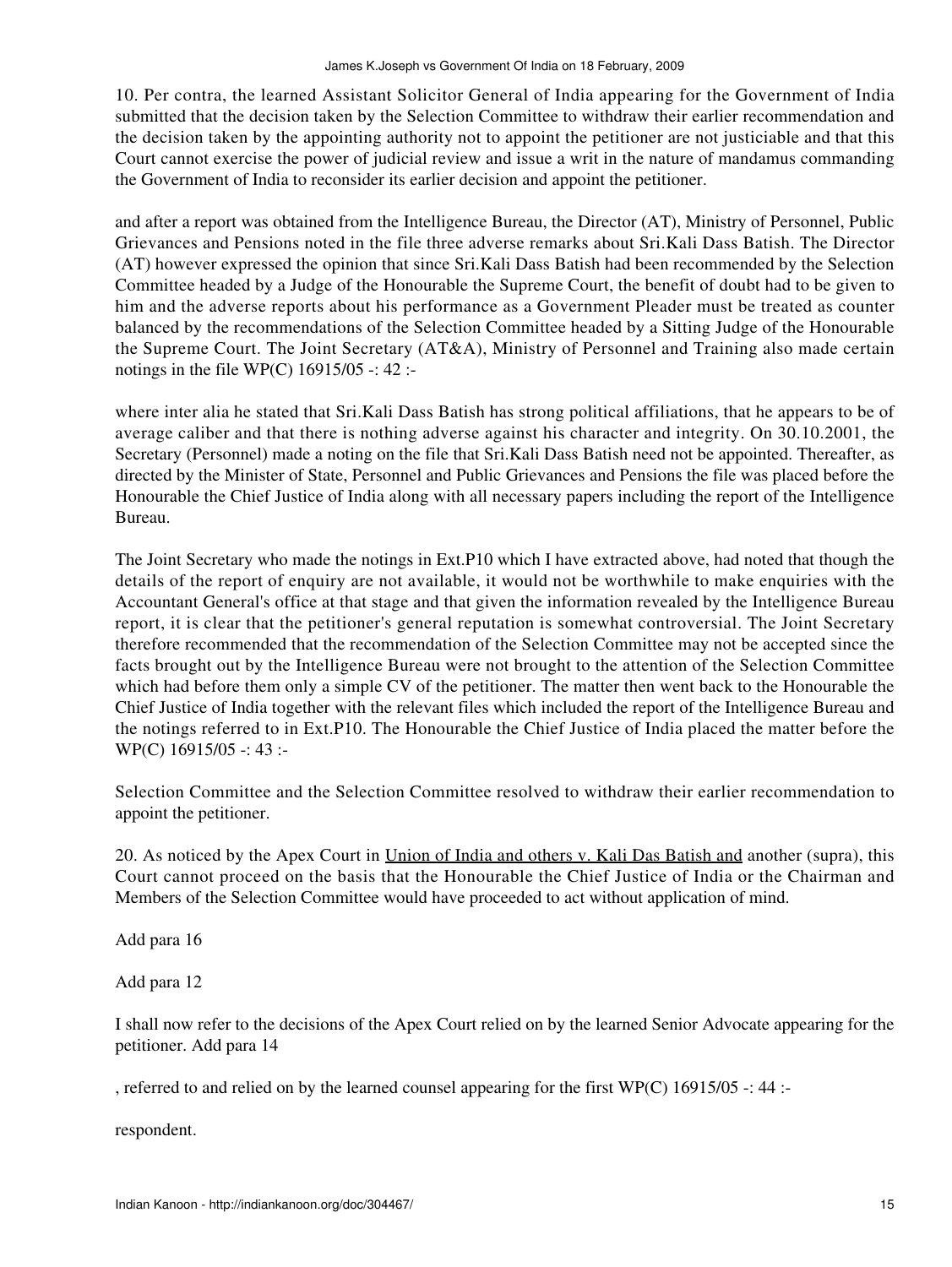10. Per contra, the learned Assistant Solicitor General of India appearing for the Government of India submitted that the decision taken by the Selection Committee to withdraw their earlier recommendation and the decision taken by the appointing authority not to appoint the petitioner are not justiciable and that this Court cannot exercise the power of judicial review and issue a writ in the nature of mandamus commanding the Government of India to reconsider its earlier decision and appoint the petitioner.

and after a report was obtained from the Intelligence Bureau, the Director (AT), Ministry of Personnel, Public Grievances and Pensions noted in the file three adverse remarks about Sri.Kali Dass Batish. The Director (AT) however expressed the opinion that since Sri.Kali Dass Batish had been recommended by the Selection Committee headed by a Judge of the Honourable the Supreme Court, the benefit of doubt had to be given to him and the adverse reports about his performance as a Government Pleader must be treated as counter balanced by the recommendations of the Selection Committee headed by a Sitting Judge of the Honourable the Supreme Court. The Joint Secretary (AT&A), Ministry of Personnel and Training also made certain notings in the file WP(C) 16915/05 -: 42 :-

where inter alia he stated that Sri.Kali Dass Batish has strong political affiliations, that he appears to be of average caliber and that there is nothing adverse against his character and integrity. On 30.10.2001, the Secretary (Personnel) made a noting on the file that Sri.Kali Dass Batish need not be appointed. Thereafter, as directed by the Minister of State, Personnel and Public Grievances and Pensions the file was placed before the Honourable the Chief Justice of India along with all necessary papers including the report of the Intelligence Bureau.

The Joint Secretary who made the notings in Ext.P10 which I have extracted above, had noted that though the details of the report of enquiry are not available, it would not be worthwhile to make enquiries with the Accountant General's office at that stage and that given the information revealed by the Intelligence Bureau report, it is clear that the petitioner's general reputation is somewhat controversial. The Joint Secretary therefore recommended that the recommendation of the Selection Committee may not be accepted since the facts brought out by the Intelligence Bureau were not brought to the attention of the Selection Committee which had before them only a simple CV of the petitioner. The matter then went back to the Honourable the Chief Justice of India together with the relevant files which included the report of the Intelligence Bureau and the notings referred to in Ext.P10. The Honourable the Chief Justice of India placed the matter before the WP(C) 16915/05 -: 43 :-

Selection Committee and the Selection Committee resolved to withdraw their earlier recommendation to appoint the petitioner.

20. As noticed by the Apex Court in Union of India and others v. Kali Das Batish and another (supra), this Court cannot proceed on the basis that the Honourable the Chief Justice of India or the Chairman and Members of the Selection Committee would have proceeded to act without application of mind.

Add para 16

Add para 12

I shall now refer to the decisions of the Apex Court relied on by the learned Senior Advocate appearing for the petitioner. Add para 14

, referred to and relied on by the learned counsel appearing for the first WP(C) 16915/05 -: 44 :-

respondent.